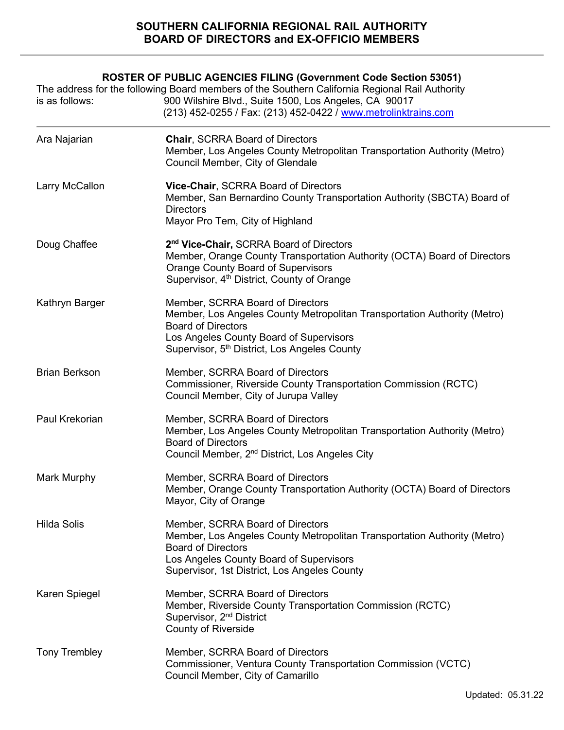# SOUTHERN CALIFORNIA REGIONAL RAIL AUTHORITY
# BOARD OF DIRECTORS and EX-OFFICIO MEMBERS

---

**ROSTER OF PUBLIC AGENCIES FILING (Government Code Section 53051)**

The address for the following Board members of the Southern California Regional Rail Authority is as follows: 900 Wilshire Blvd., Suite 1500, Los Angeles, CA 90017
(213) 452-0255 / Fax: (213) 452-0422 / www.metrolinktrains.com

---

| | |
|---|---|
| Ara Najarian | **Chair**, SCRRA Board of Directors<br>Member, Los Angeles County Metropolitan Transportation Authority (Metro)<br>Council Member, City of Glendale |
| Larry McCallon | **Vice-Chair**, SCRRA Board of Directors<br>Member, San Bernardino County Transportation Authority (SBCTA) Board of Directors<br>Mayor Pro Tem, City of Highland |
| Doug Chaffee | **2nd Vice-Chair,** SCRRA Board of Directors<br>Member, Orange County Transportation Authority (OCTA) Board of Directors<br>Orange County Board of Supervisors<br>Supervisor, 4th District, County of Orange |
| Kathryn Barger | Member, SCRRA Board of Directors<br>Member, Los Angeles County Metropolitan Transportation Authority (Metro) Board of Directors<br>Los Angeles County Board of Supervisors<br>Supervisor, 5th District, Los Angeles County |
| Brian Berkson | Member, SCRRA Board of Directors<br>Commissioner, Riverside County Transportation Commission (RCTC)<br>Council Member, City of Jurupa Valley |
| Paul Krekorian | Member, SCRRA Board of Directors<br>Member, Los Angeles County Metropolitan Transportation Authority (Metro) Board of Directors<br>Council Member, 2nd District, Los Angeles City |
| Mark Murphy | Member, SCRRA Board of Directors<br>Member, Orange County Transportation Authority (OCTA) Board of Directors<br>Mayor, City of Orange |
| Hilda Solis | Member, SCRRA Board of Directors<br>Member, Los Angeles County Metropolitan Transportation Authority (Metro) Board of Directors<br>Los Angeles County Board of Supervisors<br>Supervisor, 1st District, Los Angeles County |
| Karen Spiegel | Member, SCRRA Board of Directors<br>Member, Riverside County Transportation Commission (RCTC)<br>Supervisor, 2nd District<br>County of Riverside |
| Tony Trembley | Member, SCRRA Board of Directors<br>Commissioner, Ventura County Transportation Commission (VCTC)<br>Council Member, City of Camarillo |

Updated: 05.31.22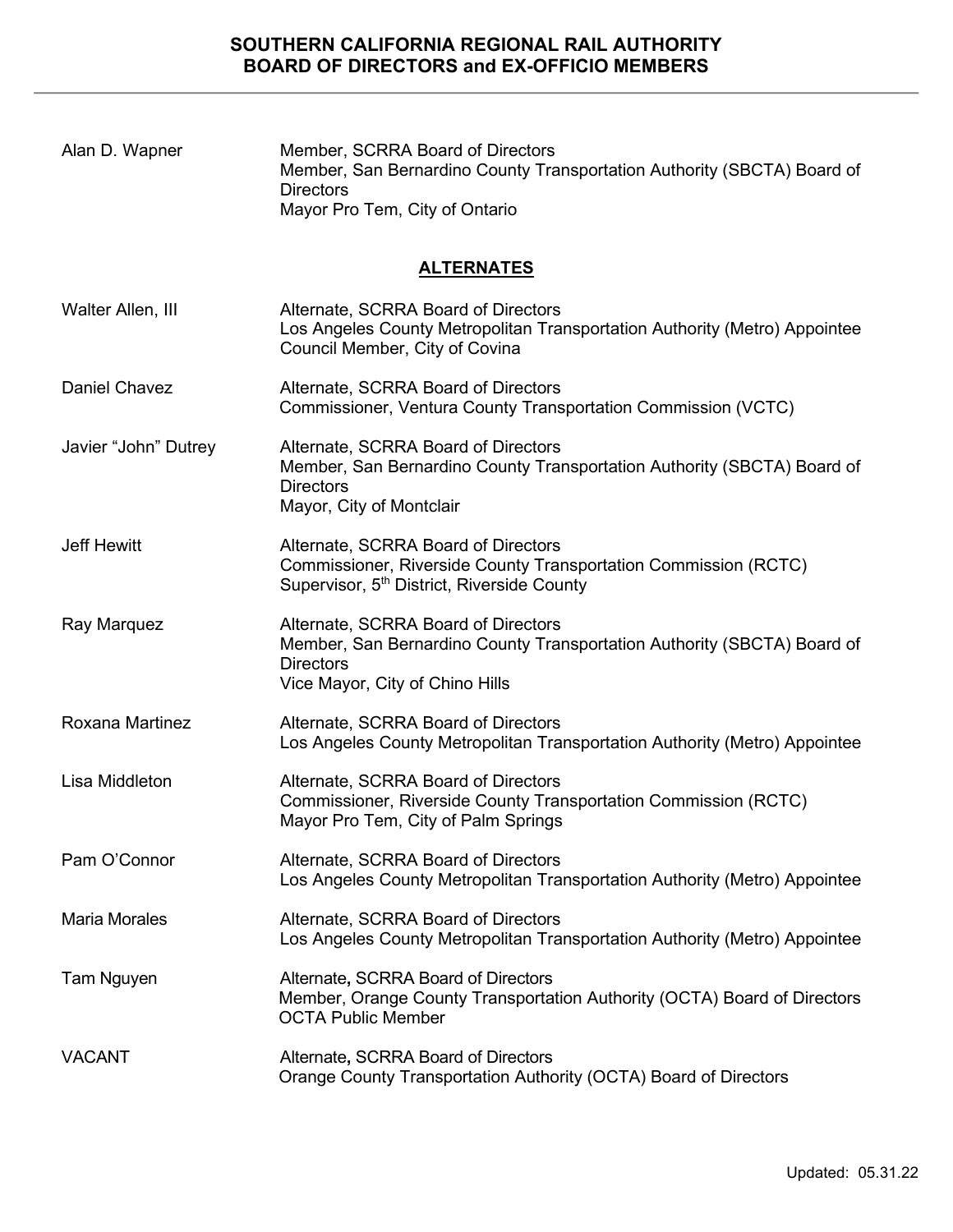# SOUTHERN CALIFORNIA REGIONAL RAIL AUTHORITY BOARD OF DIRECTORS and EX-OFFICIO MEMBERS

| | |
|---|---|
| Alan D. Wapner | Member, SCRRA Board of Directors<br>Member, San Bernardino County Transportation Authority (SBCTA) Board of Directors<br>Mayor Pro Tem, City of Ontario |

## ALTERNATES

| | |
|---|---|
| Walter Allen, III | Alternate, SCRRA Board of Directors<br>Los Angeles County Metropolitan Transportation Authority (Metro) Appointee<br>Council Member, City of Covina |
| Daniel Chavez | Alternate, SCRRA Board of Directors<br>Commissioner, Ventura County Transportation Commission (VCTC) |
| Javier "John" Dutrey | Alternate, SCRRA Board of Directors<br>Member, San Bernardino County Transportation Authority (SBCTA) Board of Directors<br>Mayor, City of Montclair |
| Jeff Hewitt | Alternate, SCRRA Board of Directors<br>Commissioner, Riverside County Transportation Commission (RCTC)<br>Supervisor, 5th District, Riverside County |
| Ray Marquez | Alternate, SCRRA Board of Directors<br>Member, San Bernardino County Transportation Authority (SBCTA) Board of Directors<br>Vice Mayor, City of Chino Hills |
| Roxana Martinez | Alternate, SCRRA Board of Directors<br>Los Angeles County Metropolitan Transportation Authority (Metro) Appointee |
| Lisa Middleton | Alternate, SCRRA Board of Directors<br>Commissioner, Riverside County Transportation Commission (RCTC)<br>Mayor Pro Tem, City of Palm Springs |
| Pam O'Connor | Alternate, SCRRA Board of Directors<br>Los Angeles County Metropolitan Transportation Authority (Metro) Appointee |
| Maria Morales | Alternate, SCRRA Board of Directors<br>Los Angeles County Metropolitan Transportation Authority (Metro) Appointee |
| Tam Nguyen | Alternate, SCRRA Board of Directors<br>Member, Orange County Transportation Authority (OCTA) Board of Directors<br>OCTA Public Member |
| VACANT | Alternate, SCRRA Board of Directors<br>Orange County Transportation Authority (OCTA) Board of Directors |

Updated: 05.31.22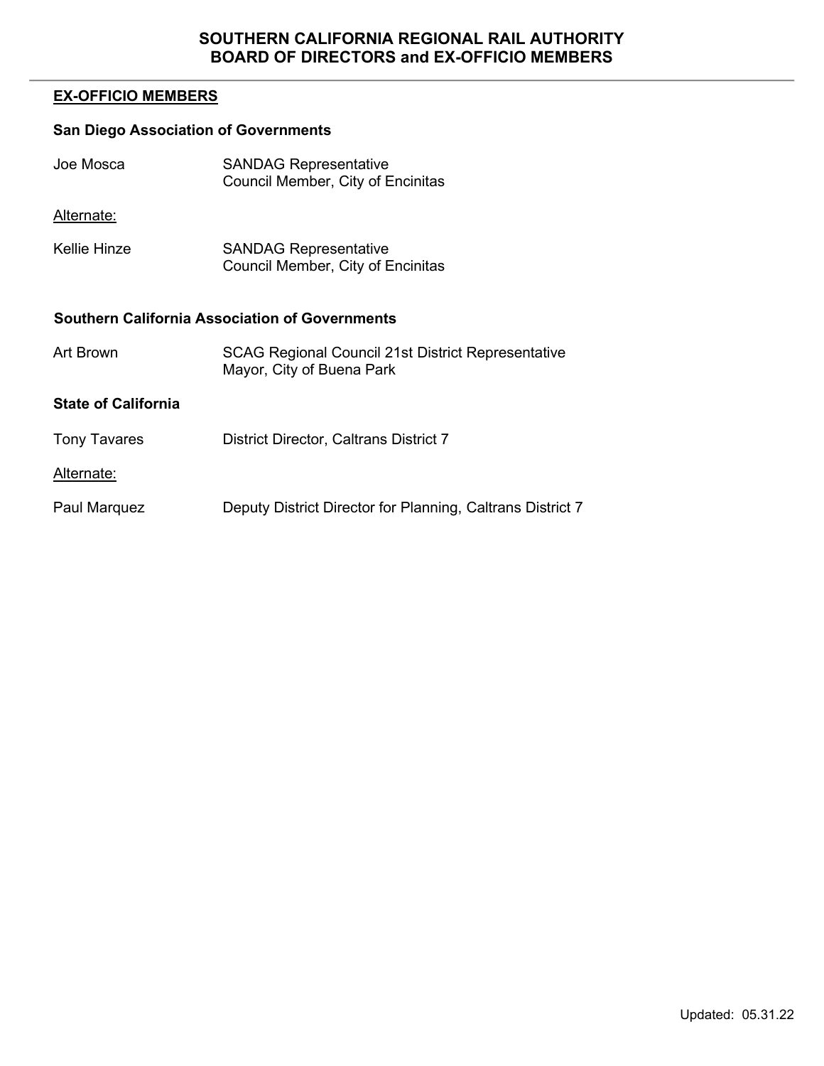# SOUTHERN CALIFORNIA REGIONAL RAIL AUTHORITY BOARD OF DIRECTORS and EX-OFFICIO MEMBERS

## EX-OFFICIO MEMBERS

### San Diego Association of Governments

Joe Mosca — SANDAG Representative
Council Member, City of Encinitas

Alternate:

Kellie Hinze — SANDAG Representative
Council Member, City of Encinitas

### Southern California Association of Governments

Art Brown — SCAG Regional Council 21st District Representative
Mayor, City of Buena Park

### State of California

Tony Tavares — District Director, Caltrans District 7

Alternate:

Paul Marquez — Deputy District Director for Planning, Caltrans District 7

Updated: 05.31.22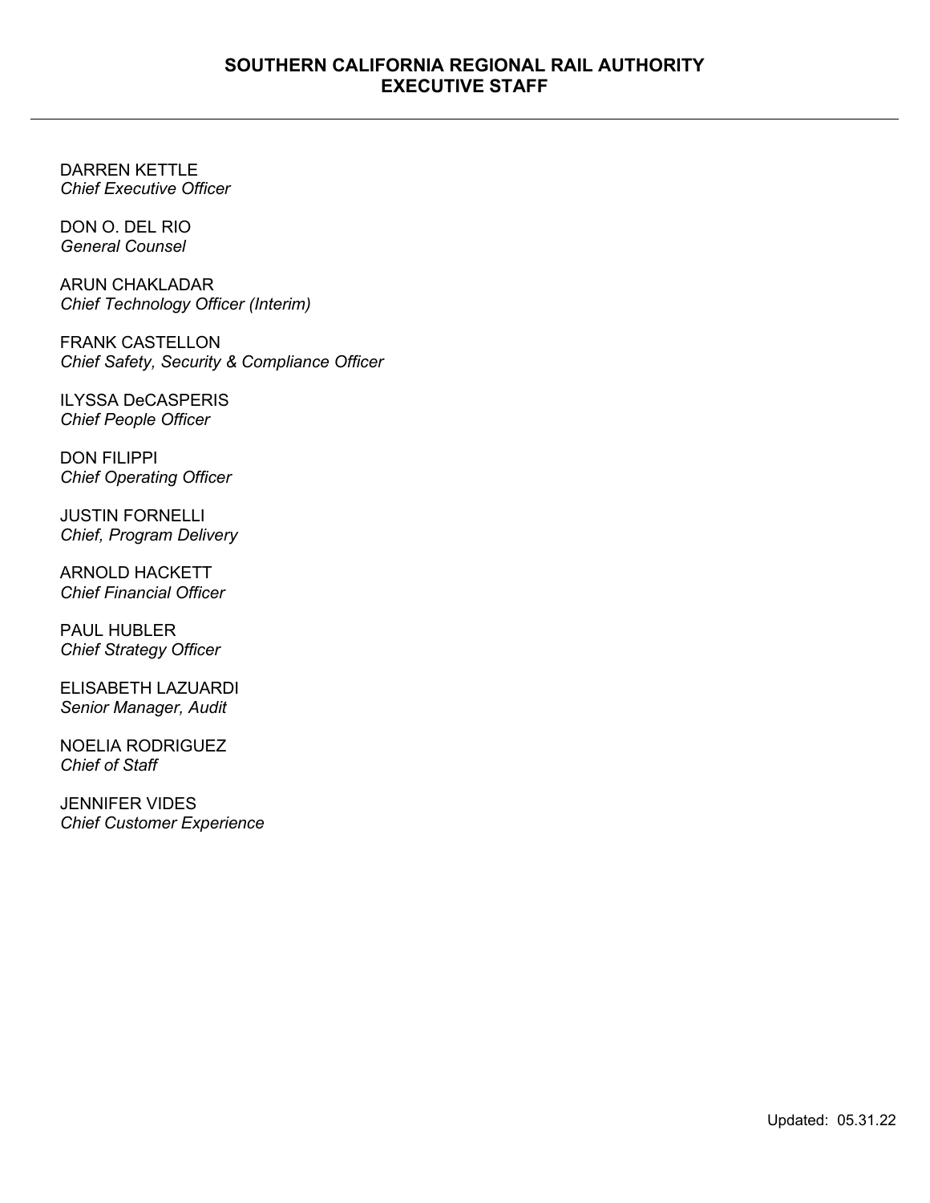# SOUTHERN CALIFORNIA REGIONAL RAIL AUTHORITY
# EXECUTIVE STAFF

DARREN KETTLE
*Chief Executive Officer*

DON O. DEL RIO
*General Counsel*

ARUN CHAKLADAR
*Chief Technology Officer (Interim)*

FRANK CASTELLON
*Chief Safety, Security & Compliance Officer*

ILYSSA DeCASPERIS
*Chief People Officer*

DON FILIPPI
*Chief Operating Officer*

JUSTIN FORNELLI
*Chief, Program Delivery*

ARNOLD HACKETT
*Chief Financial Officer*

PAUL HUBLER
*Chief Strategy Officer*

ELISABETH LAZUARDI
*Senior Manager, Audit*

NOELIA RODRIGUEZ
*Chief of Staff*

JENNIFER VIDES
*Chief Customer Experience*

Updated: 05.31.22